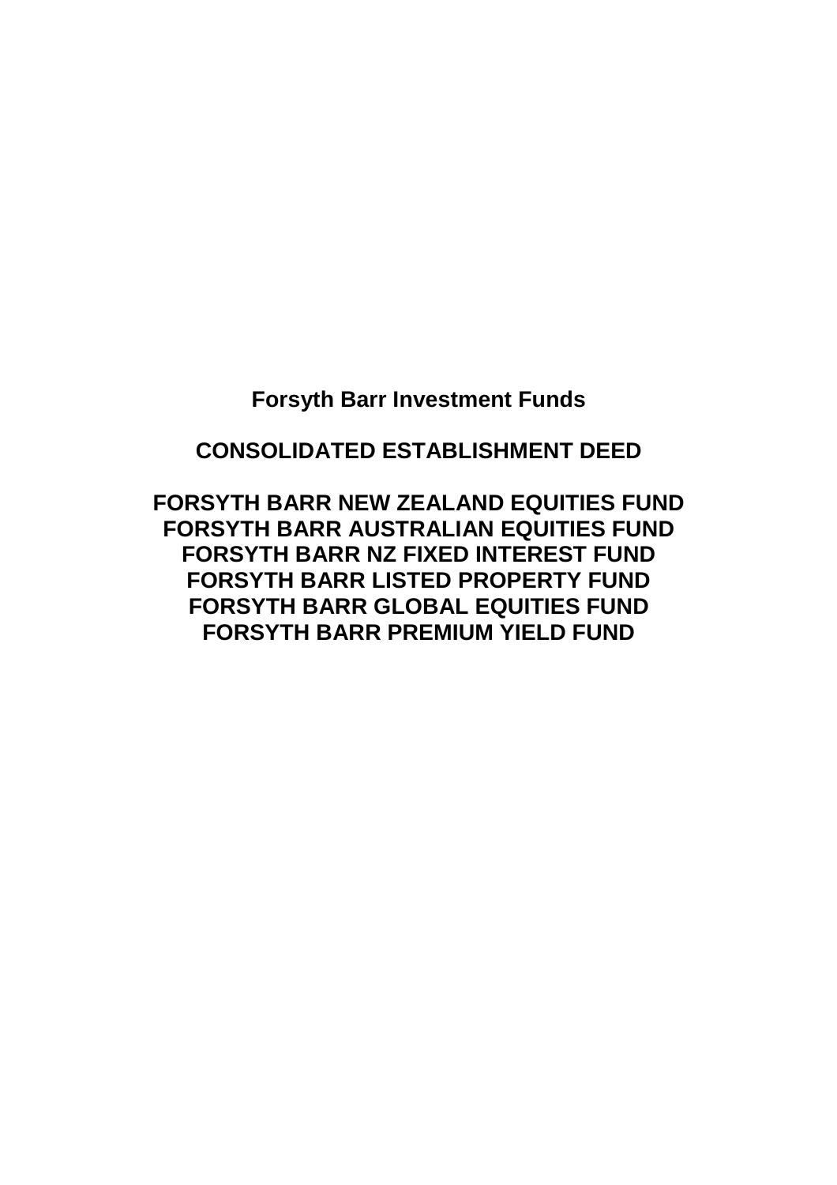# Forsyth Barr Investment Funds

## CONSOLIDATED ESTABLISHMENT DEED

## FORSYTH BARR NEW ZEALAND EQUITIES FUND
## FORSYTH BARR AUSTRALIAN EQUITIES FUND
## FORSYTH BARR NZ FIXED INTEREST FUND
## FORSYTH BARR LISTED PROPERTY FUND
## FORSYTH BARR GLOBAL EQUITIES FUND
## FORSYTH BARR PREMIUM YIELD FUND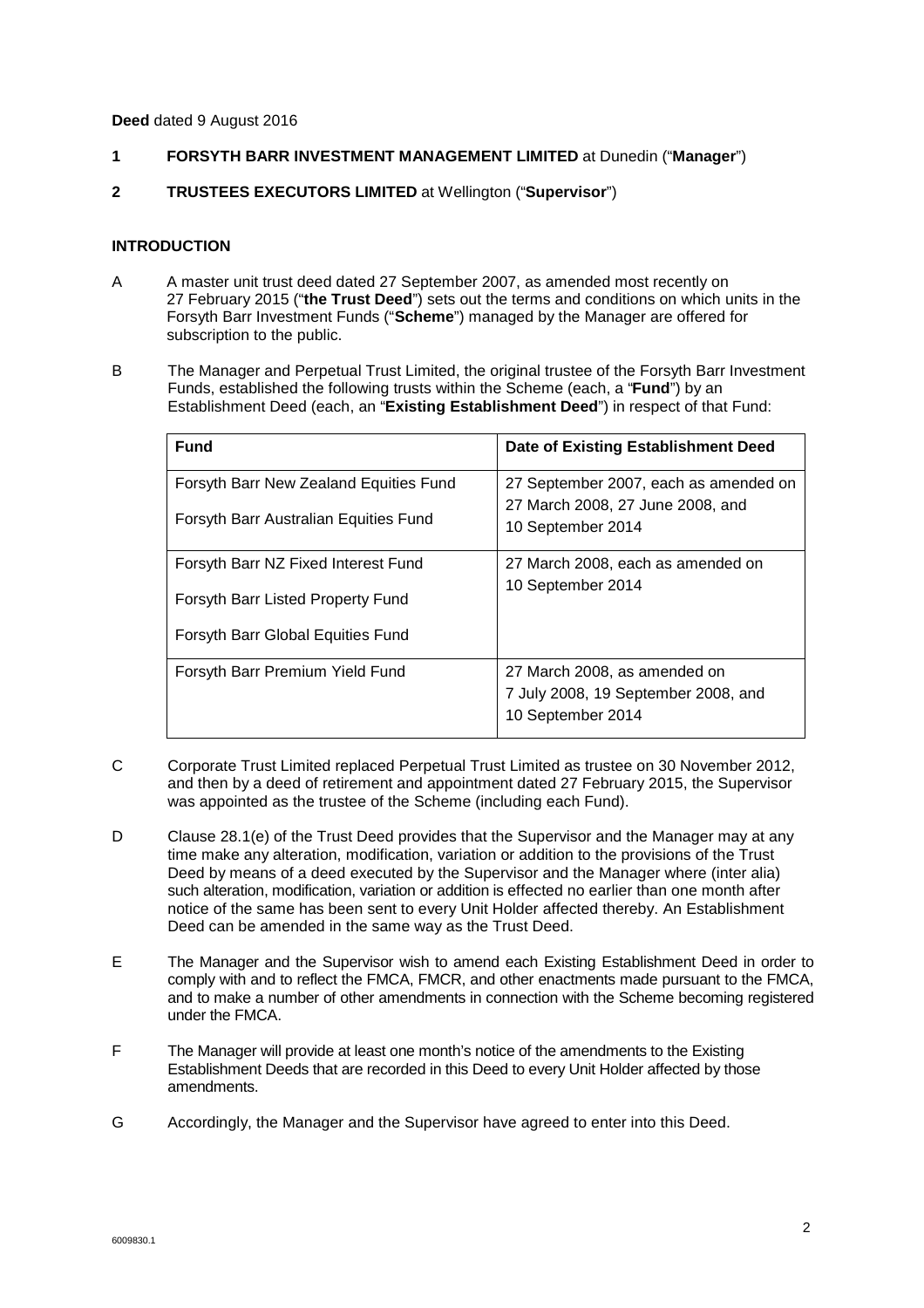**Deed** dated 9 August 2016

**1 FORSYTH BARR INVESTMENT MANAGEMENT LIMITED** at Dunedin ("**Manager**")

**2 TRUSTEES EXECUTORS LIMITED** at Wellington ("**Supervisor**")

**INTRODUCTION**

A A master unit trust deed dated 27 September 2007, as amended most recently on 27 February 2015 ("**the Trust Deed**") sets out the terms and conditions on which units in the Forsyth Barr Investment Funds ("**Scheme**") managed by the Manager are offered for subscription to the public.

B The Manager and Perpetual Trust Limited, the original trustee of the Forsyth Barr Investment Funds, established the following trusts within the Scheme (each, a "**Fund**") by an Establishment Deed (each, an "**Existing Establishment Deed**") in respect of that Fund:

| **Fund** | **Date of Existing Establishment Deed** |
|---|---|
| Forsyth Barr New Zealand Equities Fund<br>Forsyth Barr Australian Equities Fund | 27 September 2007, each as amended on 27 March 2008, 27 June 2008, and 10 September 2014 |
| Forsyth Barr NZ Fixed Interest Fund<br>Forsyth Barr Listed Property Fund<br>Forsyth Barr Global Equities Fund | 27 March 2008, each as amended on 10 September 2014 |
| Forsyth Barr Premium Yield Fund | 27 March 2008, as amended on 7 July 2008, 19 September 2008, and 10 September 2014 |

C Corporate Trust Limited replaced Perpetual Trust Limited as trustee on 30 November 2012, and then by a deed of retirement and appointment dated 27 February 2015, the Supervisor was appointed as the trustee of the Scheme (including each Fund).

D Clause 28.1(e) of the Trust Deed provides that the Supervisor and the Manager may at any time make any alteration, modification, variation or addition to the provisions of the Trust Deed by means of a deed executed by the Supervisor and the Manager where (inter alia) such alteration, modification, variation or addition is effected no earlier than one month after notice of the same has been sent to every Unit Holder affected thereby. An Establishment Deed can be amended in the same way as the Trust Deed.

E The Manager and the Supervisor wish to amend each Existing Establishment Deed in order to comply with and to reflect the FMCA, FMCR, and other enactments made pursuant to the FMCA, and to make a number of other amendments in connection with the Scheme becoming registered under the FMCA.

F The Manager will provide at least one month's notice of the amendments to the Existing Establishment Deeds that are recorded in this Deed to every Unit Holder affected by those amendments.

G Accordingly, the Manager and the Supervisor have agreed to enter into this Deed.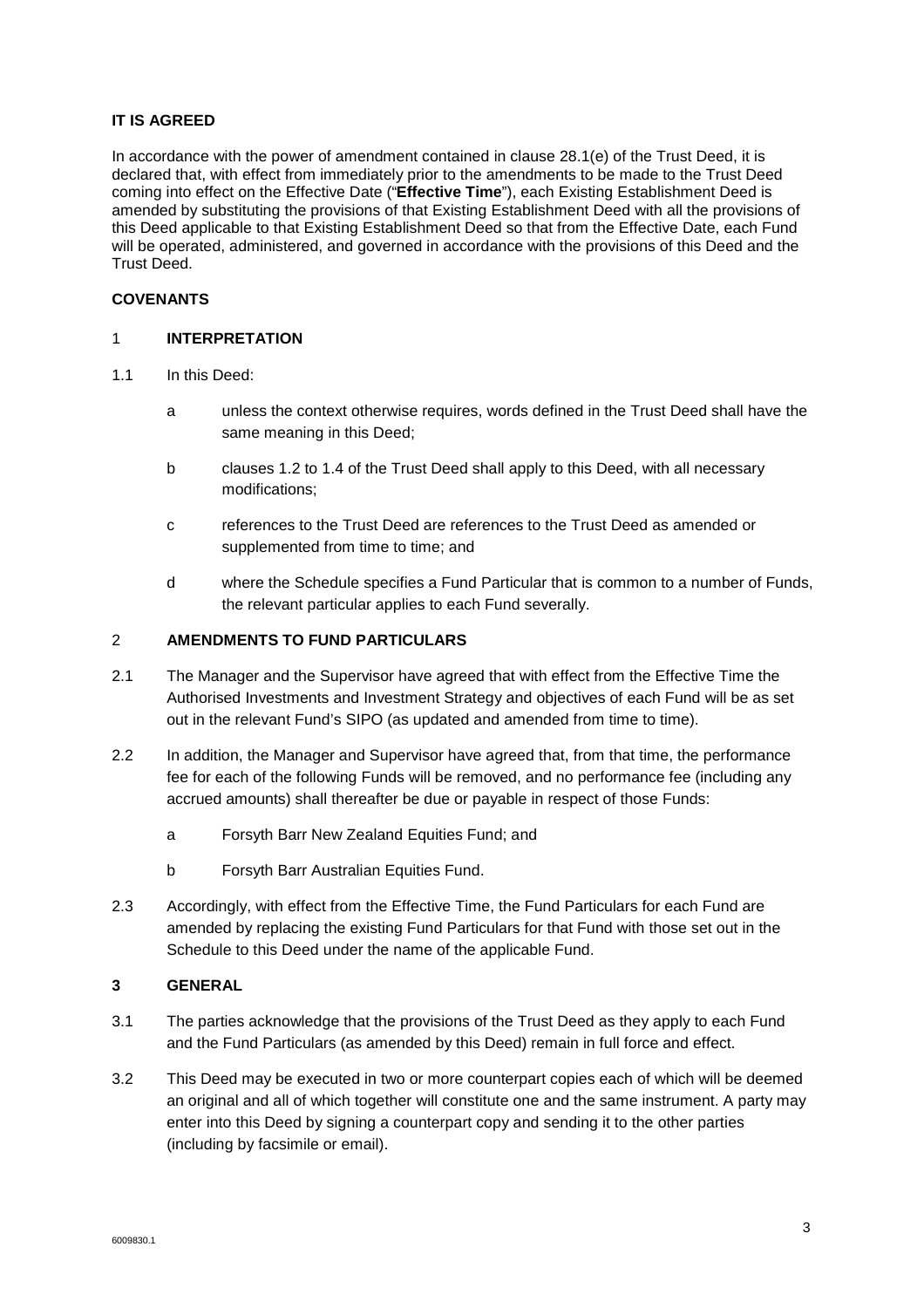**IT IS AGREED**

In accordance with the power of amendment contained in clause 28.1(e) of the Trust Deed, it is declared that, with effect from immediately prior to the amendments to be made to the Trust Deed coming into effect on the Effective Date ("**Effective Time**"), each Existing Establishment Deed is amended by substituting the provisions of that Existing Establishment Deed with all the provisions of this Deed applicable to that Existing Establishment Deed so that from the Effective Date, each Fund will be operated, administered, and governed in accordance with the provisions of this Deed and the Trust Deed.

**COVENANTS**

1 **INTERPRETATION**

1.1 In this Deed:

a unless the context otherwise requires, words defined in the Trust Deed shall have the same meaning in this Deed;

b clauses 1.2 to 1.4 of the Trust Deed shall apply to this Deed, with all necessary modifications;

c references to the Trust Deed are references to the Trust Deed as amended or supplemented from time to time; and

d where the Schedule specifies a Fund Particular that is common to a number of Funds, the relevant particular applies to each Fund severally.

2 **AMENDMENTS TO FUND PARTICULARS**

2.1 The Manager and the Supervisor have agreed that with effect from the Effective Time the Authorised Investments and Investment Strategy and objectives of each Fund will be as set out in the relevant Fund's SIPO (as updated and amended from time to time).

2.2 In addition, the Manager and Supervisor have agreed that, from that time, the performance fee for each of the following Funds will be removed, and no performance fee (including any accrued amounts) shall thereafter be due or payable in respect of those Funds:

a Forsyth Barr New Zealand Equities Fund; and

b Forsyth Barr Australian Equities Fund.

2.3 Accordingly, with effect from the Effective Time, the Fund Particulars for each Fund are amended by replacing the existing Fund Particulars for that Fund with those set out in the Schedule to this Deed under the name of the applicable Fund.

**3 GENERAL**

3.1 The parties acknowledge that the provisions of the Trust Deed as they apply to each Fund and the Fund Particulars (as amended by this Deed) remain in full force and effect.

3.2 This Deed may be executed in two or more counterpart copies each of which will be deemed an original and all of which together will constitute one and the same instrument. A party may enter into this Deed by signing a counterpart copy and sending it to the other parties (including by facsimile or email).

6009830.1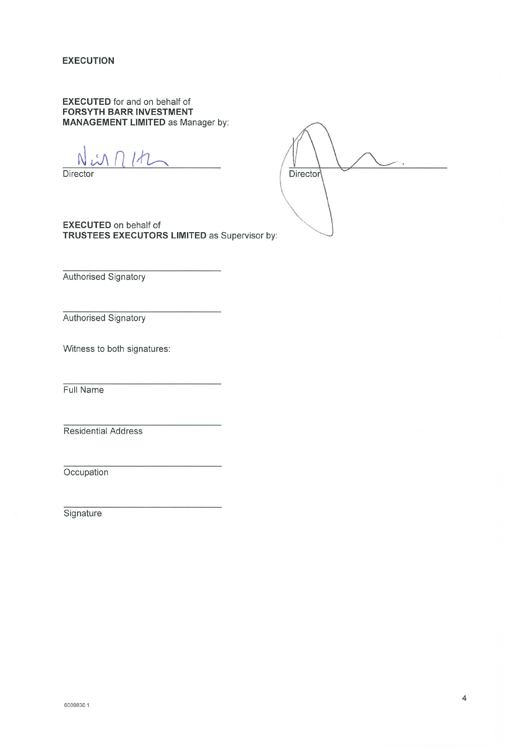**EXECUTION**

**EXECUTED** for and on behalf of
**FORSYTH BARR INVESTMENT MANAGEMENT LIMITED** as Manager by:

\_\_\_\_\_\_\_\_\_\_\_\_\_\_\_\_\_\_\_\_\_\_\_\_\_\_\_\_
Director

\_\_\_\_\_\_\_\_\_\_\_\_\_\_\_\_\_\_\_\_\_\_\_\_\_\_\_\_
Director

**EXECUTED** on behalf of
**TRUSTEES EXECUTORS LIMITED** as Supervisor by:

\_\_\_\_\_\_\_\_\_\_\_\_\_\_\_\_\_\_\_\_\_\_\_\_\_\_\_\_
Authorised Signatory

\_\_\_\_\_\_\_\_\_\_\_\_\_\_\_\_\_\_\_\_\_\_\_\_\_\_\_\_
Authorised Signatory

Witness to both signatures:

\_\_\_\_\_\_\_\_\_\_\_\_\_\_\_\_\_\_\_\_\_\_\_\_\_\_\_\_
Full Name

\_\_\_\_\_\_\_\_\_\_\_\_\_\_\_\_\_\_\_\_\_\_\_\_\_\_\_\_
Residential Address

\_\_\_\_\_\_\_\_\_\_\_\_\_\_\_\_\_\_\_\_\_\_\_\_\_\_\_\_
Occupation

\_\_\_\_\_\_\_\_\_\_\_\_\_\_\_\_\_\_\_\_\_\_\_\_\_\_\_\_
Signature

6009830.1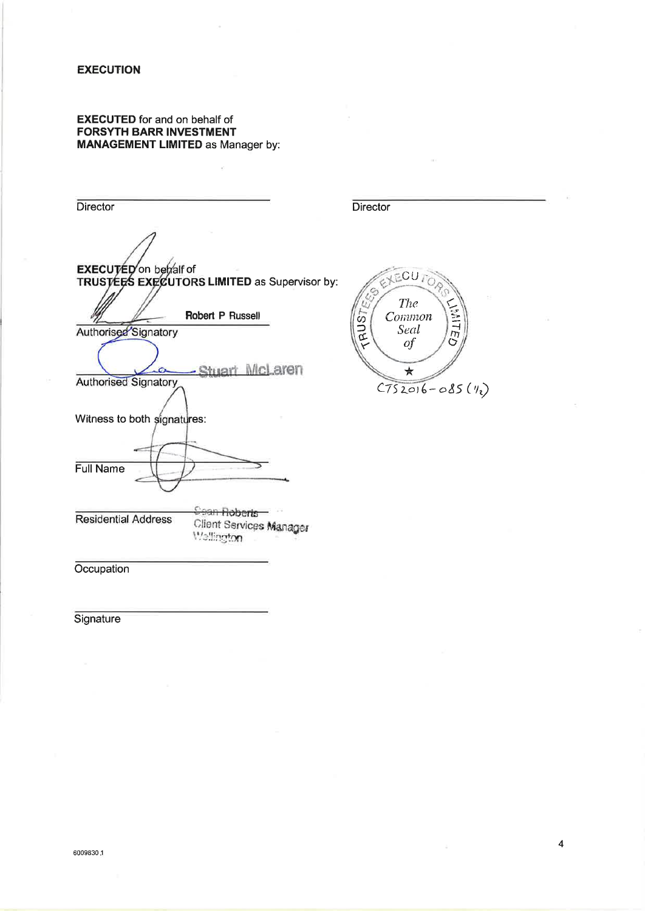**EXECUTION**

**EXECUTED** for and on behalf of **FORSYTH BARR INVESTMENT MANAGEMENT LIMITED** as Manager by:

Director

Director

**EXECUTED** on behalf of **TRUSTEES EXECUTORS LIMITED** as Supervisor by:

Robert P Russell
Authorised Signatory

Stuart McLaren
Authorised Signatory

TRUSTEES EXECUTORS LIMITED The Common Seal of

CTS2016-085 (1/2)

Witness to both signatures:

Full Name

Residential Address

Sean Roberts
Client Services Manager
Wellington

Occupation

Signature

6009830.1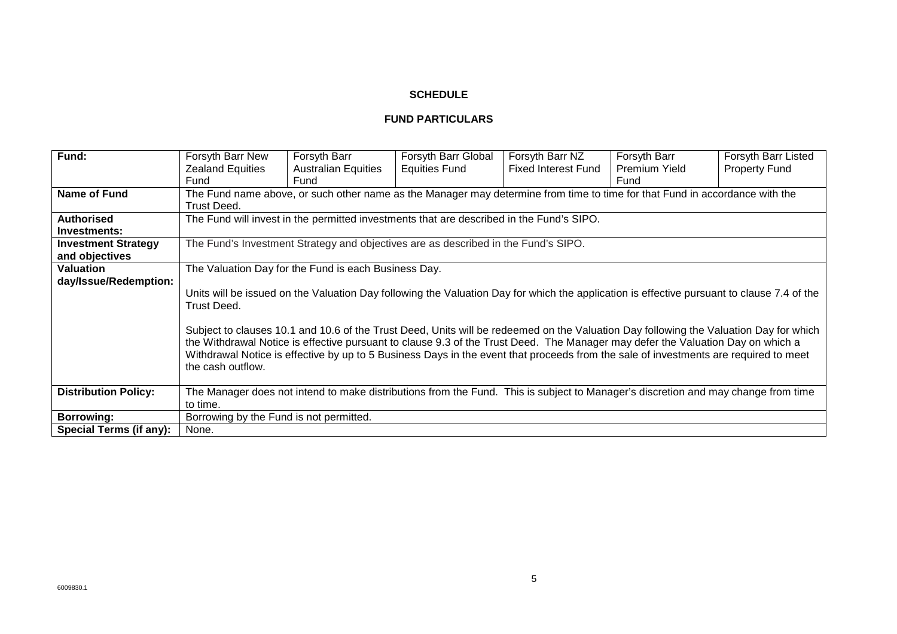**SCHEDULE**

**FUND PARTICULARS**

| **Fund:** | Forsyth Barr New Zealand Equities Fund | Forsyth Barr Australian Equities Fund | Forsyth Barr Global Equities Fund | Forsyth Barr NZ Fixed Interest Fund | Forsyth Barr Premium Yield Fund | Forsyth Barr Listed Property Fund |
|---|---|---|---|---|---|---|
| **Name of Fund** | The Fund name above, or such other name as the Manager may determine from time to time for that Fund in accordance with the Trust Deed. | | | | | |
| **Authorised Investments:** | The Fund will invest in the permitted investments that are described in the Fund's SIPO. | | | | | |
| **Investment Strategy and objectives** | The Fund's Investment Strategy and objectives are as described in the Fund's SIPO. | | | | | |
| **Valuation day/Issue/Redemption:** | The Valuation Day for the Fund is each Business Day.<br><br>Units will be issued on the Valuation Day following the Valuation Day for which the application is effective pursuant to clause 7.4 of the Trust Deed.<br><br>Subject to clauses 10.1 and 10.6 of the Trust Deed, Units will be redeemed on the Valuation Day following the Valuation Day for which the Withdrawal Notice is effective pursuant to clause 9.3 of the Trust Deed. The Manager may defer the Valuation Day on which a Withdrawal Notice is effective by up to 5 Business Days in the event that proceeds from the sale of investments are required to meet the cash outflow. | | | | | |
| **Distribution Policy:** | The Manager does not intend to make distributions from the Fund. This is subject to Manager's discretion and may change from time to time. | | | | | |
| **Borrowing:** | Borrowing by the Fund is not permitted. | | | | | |
| **Special Terms (if any):** | None. | | | | | |

6009830.1